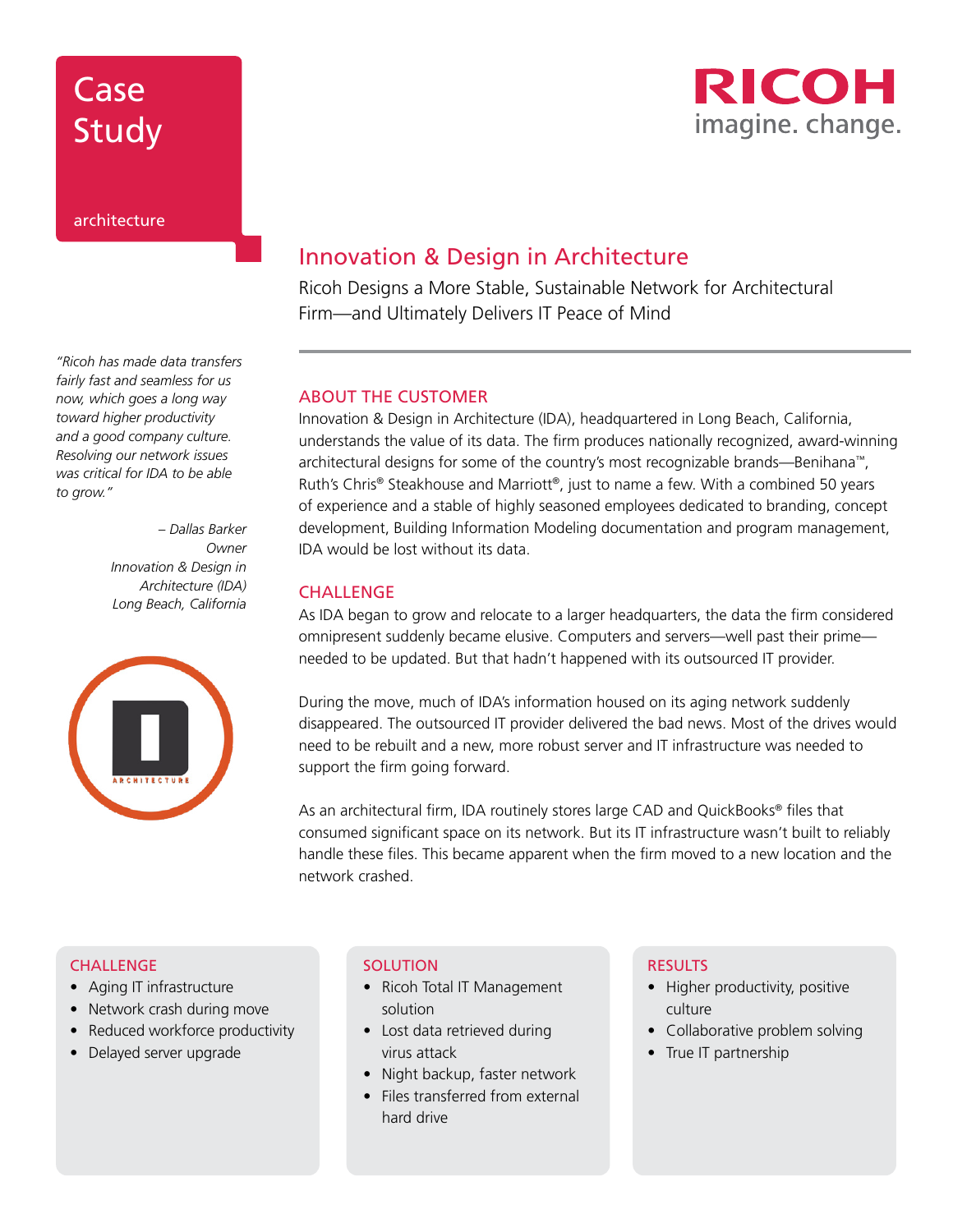# Case Study

architecture

RICOH
imagine. change.

## Innovation & Design in Architecture

Ricoh Designs a More Stable, Sustainable Network for Architectural Firm—and Ultimately Delivers IT Peace of Mind

*"Ricoh has made data transfers fairly fast and seamless for us now, which goes a long way toward higher productivity and a good company culture. Resolving our network issues was critical for IDA to be able to grow."*

*– Dallas Barker*
*Owner*
*Innovation & Design in Architecture (IDA)*
*Long Beach, California*

### ABOUT THE CUSTOMER

Innovation & Design in Architecture (IDA), headquartered in Long Beach, California, understands the value of its data. The firm produces nationally recognized, award-winning architectural designs for some of the country's most recognizable brands—Benihana™, Ruth's Chris® Steakhouse and Marriott®, just to name a few. With a combined 50 years of experience and a stable of highly seasoned employees dedicated to branding, concept development, Building Information Modeling documentation and program management, IDA would be lost without its data.

### CHALLENGE

As IDA began to grow and relocate to a larger headquarters, the data the firm considered omnipresent suddenly became elusive. Computers and servers—well past their prime—needed to be updated. But that hadn't happened with its outsourced IT provider.

During the move, much of IDA's information housed on its aging network suddenly disappeared. The outsourced IT provider delivered the bad news. Most of the drives would need to be rebuilt and a new, more robust server and IT infrastructure was needed to support the firm going forward.

As an architectural firm, IDA routinely stores large CAD and QuickBooks® files that consumed significant space on its network. But its IT infrastructure wasn't built to reliably handle these files. This became apparent when the firm moved to a new location and the network crashed.

#### CHALLENGE

- Aging IT infrastructure
- Network crash during move
- Reduced workforce productivity
- Delayed server upgrade

#### SOLUTION

- Ricoh Total IT Management solution
- Lost data retrieved during virus attack
- Night backup, faster network
- Files transferred from external hard drive

#### RESULTS

- Higher productivity, positive culture
- Collaborative problem solving
- True IT partnership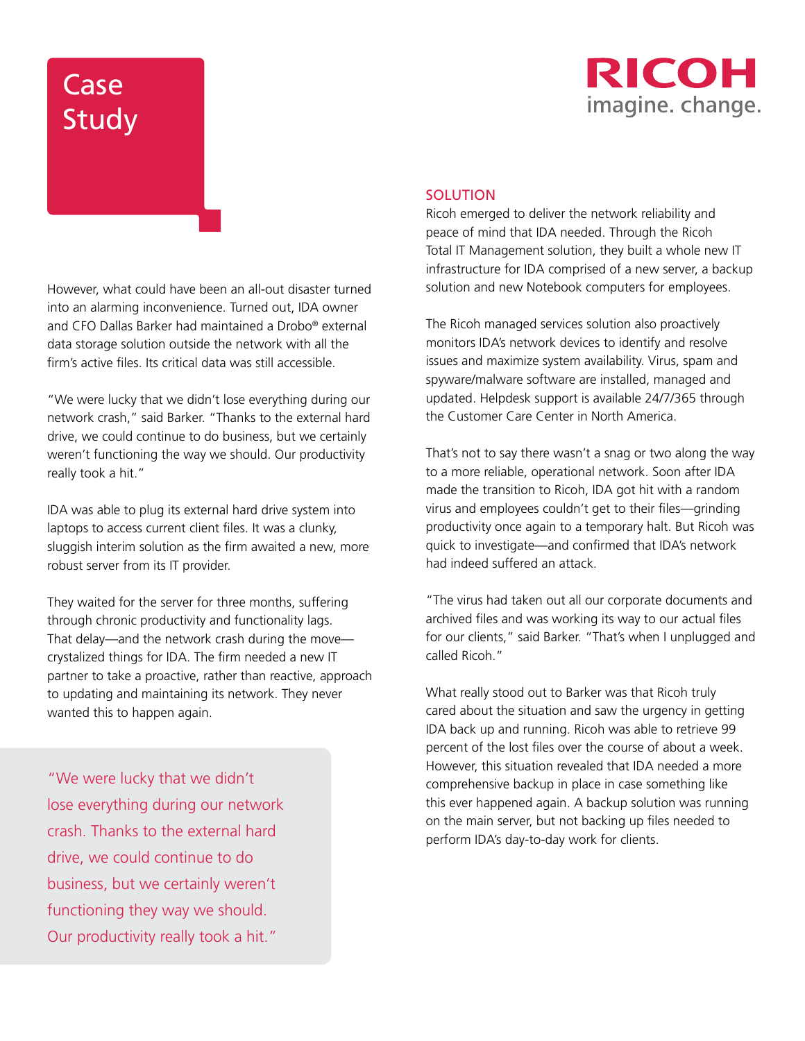# Case Study

However, what could have been an all-out disaster turned into an alarming inconvenience. Turned out, IDA owner and CFO Dallas Barker had maintained a Drobo® external data storage solution outside the network with all the firm's active files. Its critical data was still accessible.

"We were lucky that we didn't lose everything during our network crash," said Barker. "Thanks to the external hard drive, we could continue to do business, but we certainly weren't functioning the way we should. Our productivity really took a hit."

IDA was able to plug its external hard drive system into laptops to access current client files. It was a clunky, sluggish interim solution as the firm awaited a new, more robust server from its IT provider.

They waited for the server for three months, suffering through chronic productivity and functionality lags. That delay—and the network crash during the move—crystalized things for IDA. The firm needed a new IT partner to take a proactive, rather than reactive, approach to updating and maintaining its network. They never wanted this to happen again.

> "We were lucky that we didn't lose everything during our network crash. Thanks to the external hard drive, we could continue to do business, but we certainly weren't functioning they way we should. Our productivity really took a hit."

## SOLUTION

Ricoh emerged to deliver the network reliability and peace of mind that IDA needed. Through the Ricoh Total IT Management solution, they built a whole new IT infrastructure for IDA comprised of a new server, a backup solution and new Notebook computers for employees.

The Ricoh managed services solution also proactively monitors IDA's network devices to identify and resolve issues and maximize system availability. Virus, spam and spyware/malware software are installed, managed and updated. Helpdesk support is available 24/7/365 through the Customer Care Center in North America.

That's not to say there wasn't a snag or two along the way to a more reliable, operational network. Soon after IDA made the transition to Ricoh, IDA got hit with a random virus and employees couldn't get to their files—grinding productivity once again to a temporary halt. But Ricoh was quick to investigate—and confirmed that IDA's network had indeed suffered an attack.

"The virus had taken out all our corporate documents and archived files and was working its way to our actual files for our clients," said Barker. "That's when I unplugged and called Ricoh."

What really stood out to Barker was that Ricoh truly cared about the situation and saw the urgency in getting IDA back up and running. Ricoh was able to retrieve 99 percent of the lost files over the course of about a week. However, this situation revealed that IDA needed a more comprehensive backup in place in case something like this ever happened again. A backup solution was running on the main server, but not backing up files needed to perform IDA's day-to-day work for clients.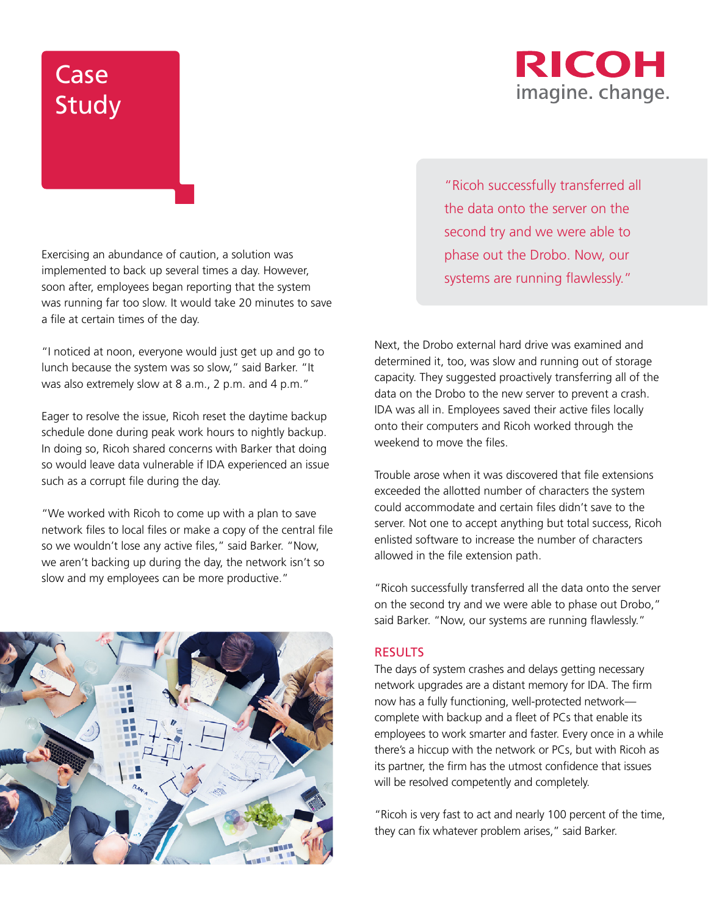# Case Study

Exercising an abundance of caution, a solution was implemented to back up several times a day. However, soon after, employees began reporting that the system was running far too slow. It would take 20 minutes to save a file at certain times of the day.

"I noticed at noon, everyone would just get up and go to lunch because the system was so slow," said Barker. "It was also extremely slow at 8 a.m., 2 p.m. and 4 p.m."

Eager to resolve the issue, Ricoh reset the daytime backup schedule done during peak work hours to nightly backup. In doing so, Ricoh shared concerns with Barker that doing so would leave data vulnerable if IDA experienced an issue such as a corrupt file during the day.

"We worked with Ricoh to come up with a plan to save network files to local files or make a copy of the central file so we wouldn't lose any active files," said Barker. "Now, we aren't backing up during the day, the network isn't so slow and my employees can be more productive."

> "Ricoh successfully transferred all the data onto the server on the second try and we were able to phase out the Drobo. Now, our systems are running flawlessly."

Next, the Drobo external hard drive was examined and determined it, too, was slow and running out of storage capacity. They suggested proactively transferring all of the data on the Drobo to the new server to prevent a crash. IDA was all in. Employees saved their active files locally onto their computers and Ricoh worked through the weekend to move the files.

Trouble arose when it was discovered that file extensions exceeded the allotted number of characters the system could accommodate and certain files didn't save to the server. Not one to accept anything but total success, Ricoh enlisted software to increase the number of characters allowed in the file extension path.

"Ricoh successfully transferred all the data onto the server on the second try and we were able to phase out Drobo," said Barker. "Now, our systems are running flawlessly."

## RESULTS

The days of system crashes and delays getting necessary network upgrades are a distant memory for IDA. The firm now has a fully functioning, well-protected network—complete with backup and a fleet of PCs that enable its employees to work smarter and faster. Every once in a while there's a hiccup with the network or PCs, but with Ricoh as its partner, the firm has the utmost confidence that issues will be resolved competently and completely.

"Ricoh is very fast to act and nearly 100 percent of the time, they can fix whatever problem arises," said Barker.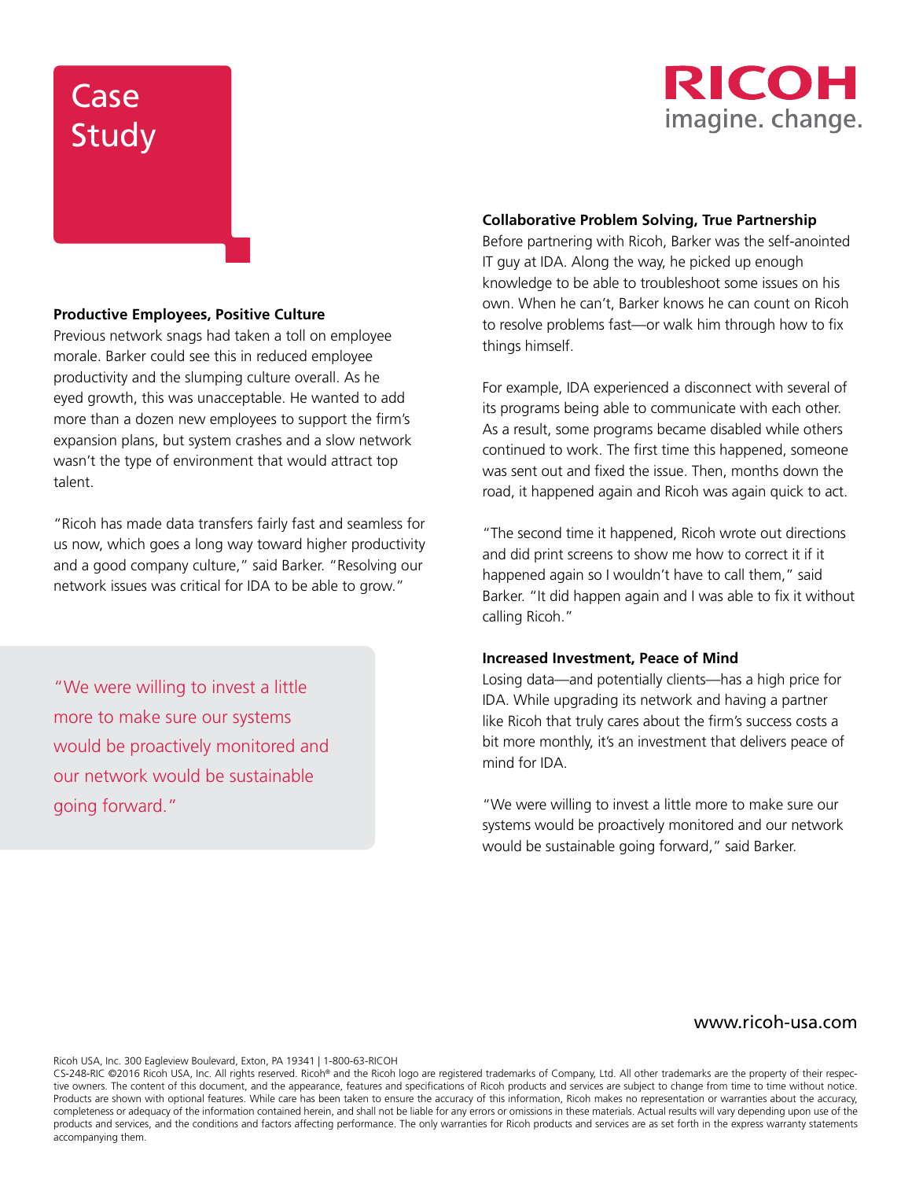Case Study

RICOH
imagine. change.

**Productive Employees, Positive Culture**

Previous network snags had taken a toll on employee morale. Barker could see this in reduced employee productivity and the slumping culture overall. As he eyed growth, this was unacceptable. He wanted to add more than a dozen new employees to support the firm's expansion plans, but system crashes and a slow network wasn't the type of environment that would attract top talent.

"Ricoh has made data transfers fairly fast and seamless for us now, which goes a long way toward higher productivity and a good company culture," said Barker. "Resolving our network issues was critical for IDA to be able to grow."

> "We were willing to invest a little more to make sure our systems would be proactively monitored and our network would be sustainable going forward."

**Collaborative Problem Solving, True Partnership**

Before partnering with Ricoh, Barker was the self-anointed IT guy at IDA. Along the way, he picked up enough knowledge to be able to troubleshoot some issues on his own. When he can't, Barker knows he can count on Ricoh to resolve problems fast—or walk him through how to fix things himself.

For example, IDA experienced a disconnect with several of its programs being able to communicate with each other. As a result, some programs became disabled while others continued to work. The first time this happened, someone was sent out and fixed the issue. Then, months down the road, it happened again and Ricoh was again quick to act.

"The second time it happened, Ricoh wrote out directions and did print screens to show me how to correct it if it happened again so I wouldn't have to call them," said Barker. "It did happen again and I was able to fix it without calling Ricoh."

**Increased Investment, Peace of Mind**

Losing data—and potentially clients—has a high price for IDA. While upgrading its network and having a partner like Ricoh that truly cares about the firm's success costs a bit more monthly, it's an investment that delivers peace of mind for IDA.

"We were willing to invest a little more to make sure our systems would be proactively monitored and our network would be sustainable going forward," said Barker.

www.ricoh-usa.com

Ricoh USA, Inc. 300 Eagleview Boulevard, Exton, PA 19341 | 1-800-63-RICOH

CS-248-RIC ©2016 Ricoh USA, Inc. All rights reserved. Ricoh® and the Ricoh logo are registered trademarks of Company, Ltd. All other trademarks are the property of their respective owners. The content of this document, and the appearance, features and specifications of Ricoh products and services are subject to change from time to time without notice. Products are shown with optional features. While care has been taken to ensure the accuracy of this information, Ricoh makes no representation or warranties about the accuracy, completeness or adequacy of the information contained herein, and shall not be liable for any errors or omissions in these materials. Actual results will vary depending upon use of the products and services, and the conditions and factors affecting performance. The only warranties for Ricoh products and services are as set forth in the express warranty statements accompanying them.